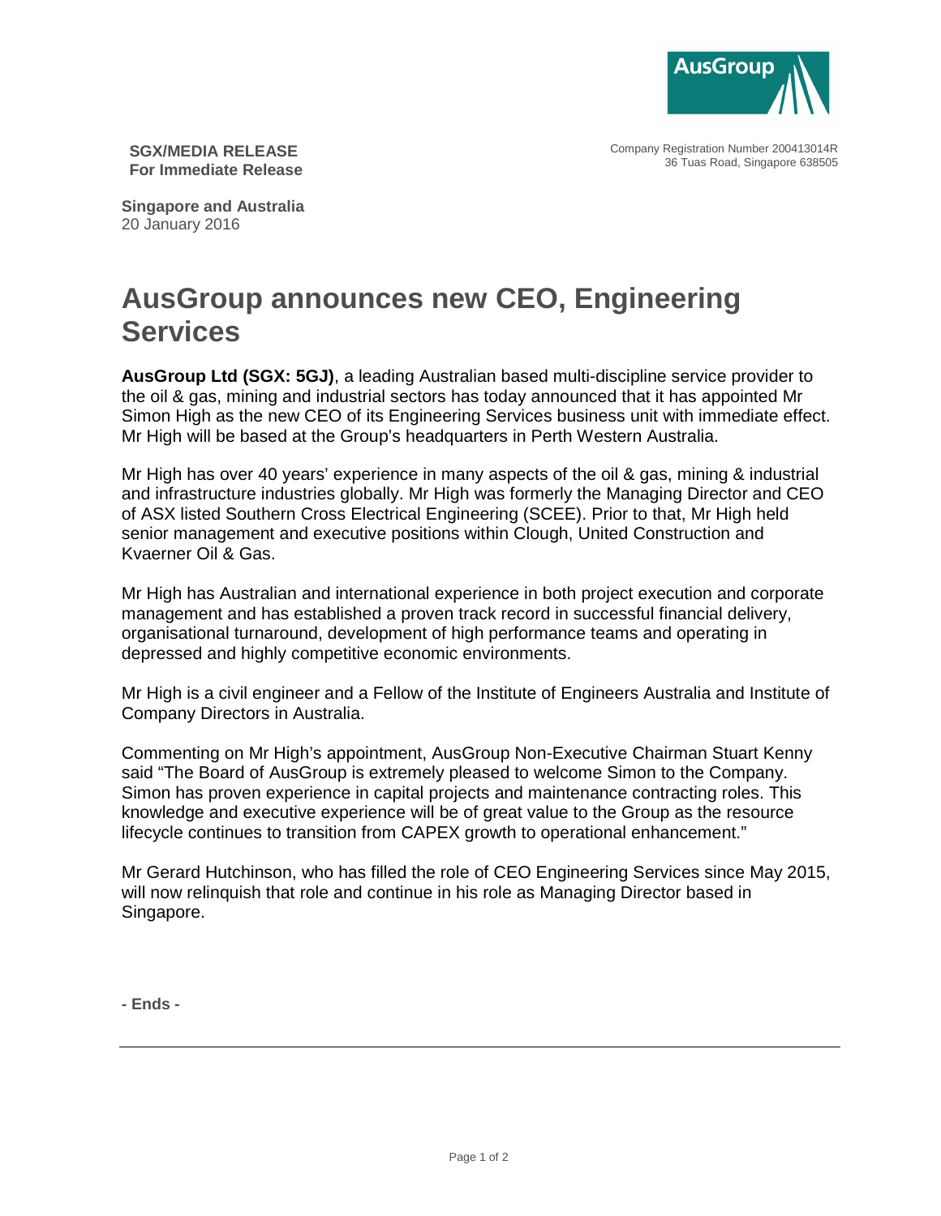**SGX/MEDIA RELEASE**
**For Immediate Release**

Company Registration Number 200413014R
36 Tuas Road, Singapore 638505

**Singapore and Australia**
20 January 2016

# AusGroup announces new CEO, Engineering Services

**AusGroup Ltd (SGX: 5GJ)**, a leading Australian based multi-discipline service provider to the oil & gas, mining and industrial sectors has today announced that it has appointed Mr Simon High as the new CEO of its Engineering Services business unit with immediate effect. Mr High will be based at the Group's headquarters in Perth Western Australia.

Mr High has over 40 years' experience in many aspects of the oil & gas, mining & industrial and infrastructure industries globally. Mr High was formerly the Managing Director and CEO of ASX listed Southern Cross Electrical Engineering (SCEE). Prior to that, Mr High held senior management and executive positions within Clough, United Construction and Kvaerner Oil & Gas.

Mr High has Australian and international experience in both project execution and corporate management and has established a proven track record in successful financial delivery, organisational turnaround, development of high performance teams and operating in depressed and highly competitive economic environments.

Mr High is a civil engineer and a Fellow of the Institute of Engineers Australia and Institute of Company Directors in Australia.

Commenting on Mr High's appointment, AusGroup Non-Executive Chairman Stuart Kenny said "The Board of AusGroup is extremely pleased to welcome Simon to the Company. Simon has proven experience in capital projects and maintenance contracting roles. This knowledge and executive experience will be of great value to the Group as the resource lifecycle continues to transition from CAPEX growth to operational enhancement."

Mr Gerard Hutchinson, who has filled the role of CEO Engineering Services since May 2015, will now relinquish that role and continue in his role as Managing Director based in Singapore.

**- Ends -**

---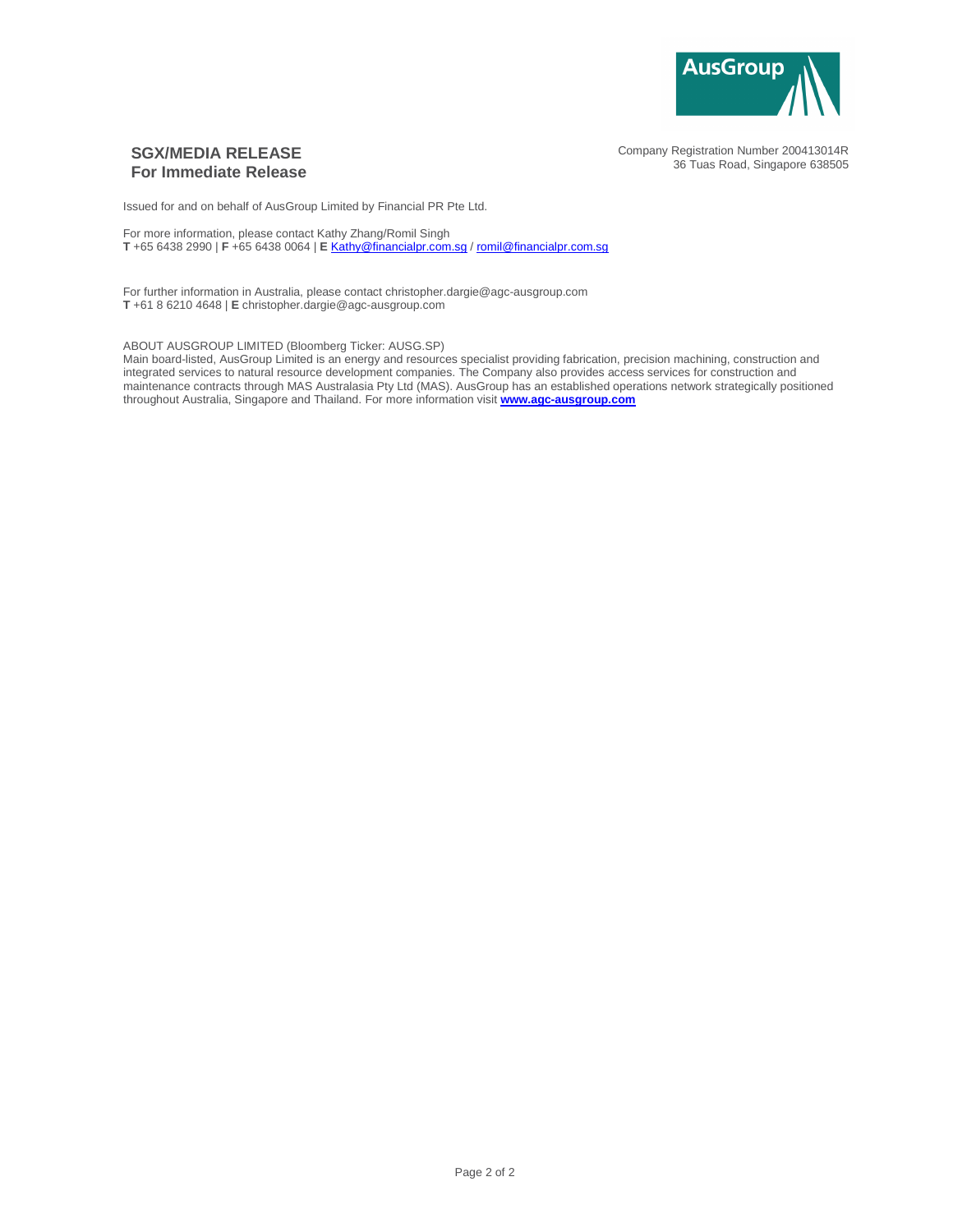AusGroup

## SGX/MEDIA RELEASE
## For Immediate Release

Company Registration Number 200413014R
36 Tuas Road, Singapore 638505

Issued for and on behalf of AusGroup Limited by Financial PR Pte Ltd.

For more information, please contact Kathy Zhang/Romil Singh
**T** +65 6438 2990 | **F** +65 6438 0064 | **E** Kathy@financialpr.com.sg / romil@financialpr.com.sg

For further information in Australia, please contact christopher.dargie@agc-ausgroup.com
**T** +61 8 6210 4648 | **E** christopher.dargie@agc-ausgroup.com

ABOUT AUSGROUP LIMITED (Bloomberg Ticker: AUSG.SP)
Main board-listed, AusGroup Limited is an energy and resources specialist providing fabrication, precision machining, construction and integrated services to natural resource development companies. The Company also provides access services for construction and maintenance contracts through MAS Australasia Pty Ltd (MAS). AusGroup has an established operations network strategically positioned throughout Australia, Singapore and Thailand. For more information visit **www.agc-ausgroup.com**